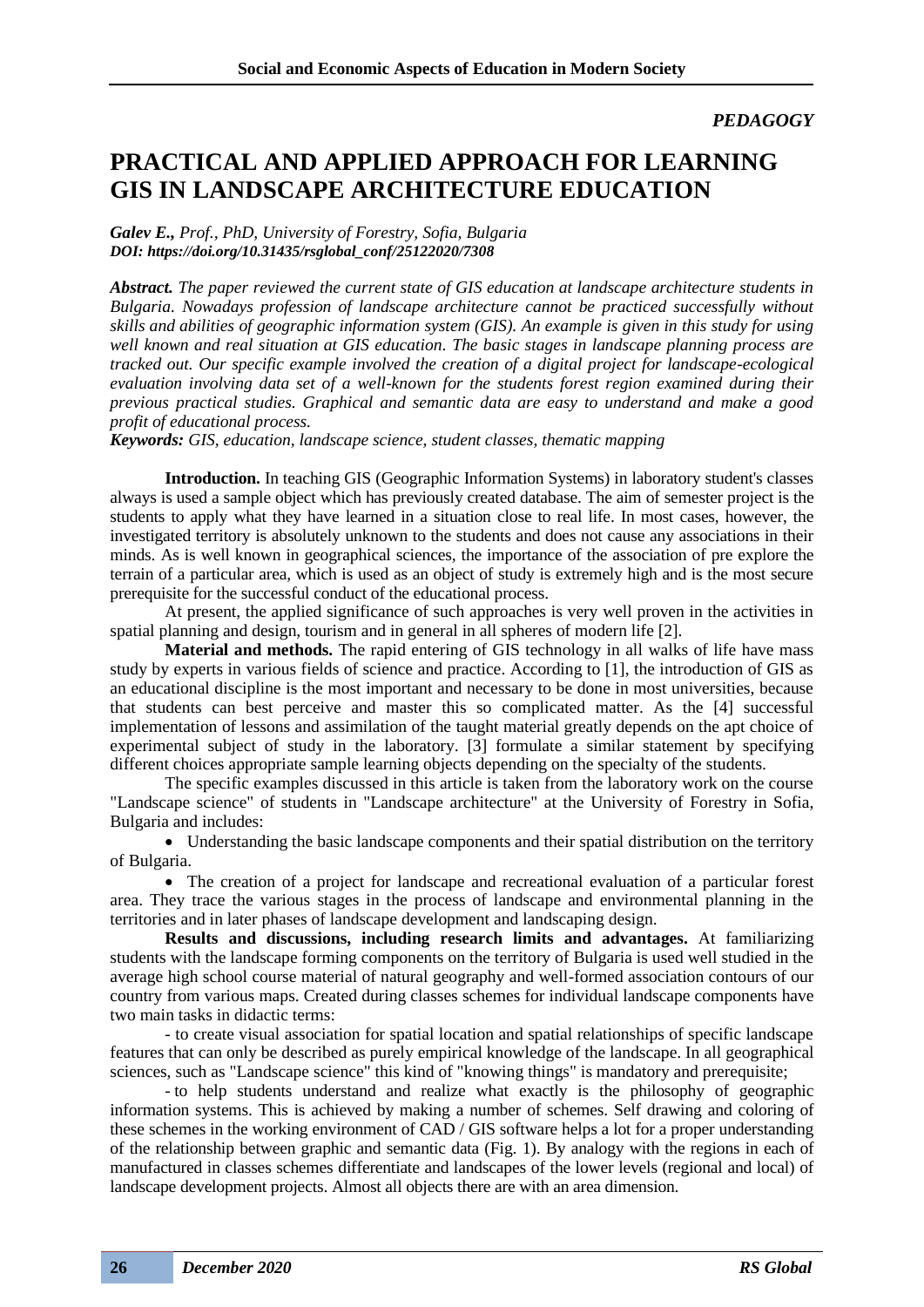*PEDAGOGY*

# PRACTICAL AND APPLIED APPROACH FOR LEARNING GIS IN LANDSCAPE ARCHITECTURE EDUCATION

***Galev E.****, Prof., PhD, University of Forestry, Sofia, Bulgaria*
***DOI: https://doi.org/10.31435/rsglobal_conf/25122020/7308***

***Abstract.*** *The paper reviewed the current state of GIS education at landscape architecture students in Bulgaria. Nowadays profession of landscape architecture cannot be practiced successfully without skills and abilities of geographic information system (GIS). An example is given in this study for using well known and real situation at GIS education. The basic stages in landscape planning process are tracked out. Our specific example involved the creation of a digital project for landscape-ecological evaluation involving data set of a well-known for the students forest region examined during their previous practical studies. Graphical and semantic data are easy to understand and make a good profit of educational process.*

***Keywords:*** *GIS, education, landscape science, student classes, thematic mapping*

**Introduction.** In teaching GIS (Geographic Information Systems) in laboratory student's classes always is used a sample object which has previously created database. The aim of semester project is the students to apply what they have learned in a situation close to real life. In most cases, however, the investigated territory is absolutely unknown to the students and does not cause any associations in their minds. As is well known in geographical sciences, the importance of the association of pre explore the terrain of a particular area, which is used as an object of study is extremely high and is the most secure prerequisite for the successful conduct of the educational process.

At present, the applied significance of such approaches is very well proven in the activities in spatial planning and design, tourism and in general in all spheres of modern life [2].

**Material and methods.** The rapid entering of GIS technology in all walks of life have mass study by experts in various fields of science and practice. According to [1], the introduction of GIS as an educational discipline is the most important and necessary to be done in most universities, because that students can best perceive and master this so complicated matter. As the [4] successful implementation of lessons and assimilation of the taught material greatly depends on the apt choice of experimental subject of study in the laboratory. [3] formulate a similar statement by specifying different choices appropriate sample learning objects depending on the specialty of the students.

The specific examples discussed in this article is taken from the laboratory work on the course "Landscape science" of students in "Landscape architecture" at the University of Forestry in Sofia, Bulgaria and includes:

- Understanding the basic landscape components and their spatial distribution on the territory of Bulgaria.
- The creation of a project for landscape and recreational evaluation of a particular forest area. They trace the various stages in the process of landscape and environmental planning in the territories and in later phases of landscape development and landscaping design.

**Results and discussions, including research limits and advantages.** At familiarizing students with the landscape forming components on the territory of Bulgaria is used well studied in the average high school course material of natural geography and well-formed association contours of our country from various maps. Created during classes schemes for individual landscape components have two main tasks in didactic terms:

- to create visual association for spatial location and spatial relationships of specific landscape features that can only be described as purely empirical knowledge of the landscape. In all geographical sciences, such as "Landscape science" this kind of "knowing things" is mandatory and prerequisite;

- to help students understand and realize what exactly is the philosophy of geographic information systems. This is achieved by making a number of schemes. Self drawing and coloring of these schemes in the working environment of CAD / GIS software helps a lot for a proper understanding of the relationship between graphic and semantic data (Fig. 1). By analogy with the regions in each of manufactured in classes schemes differentiate and landscapes of the lower levels (regional and local) of landscape development projects. Almost all objects there are with an area dimension.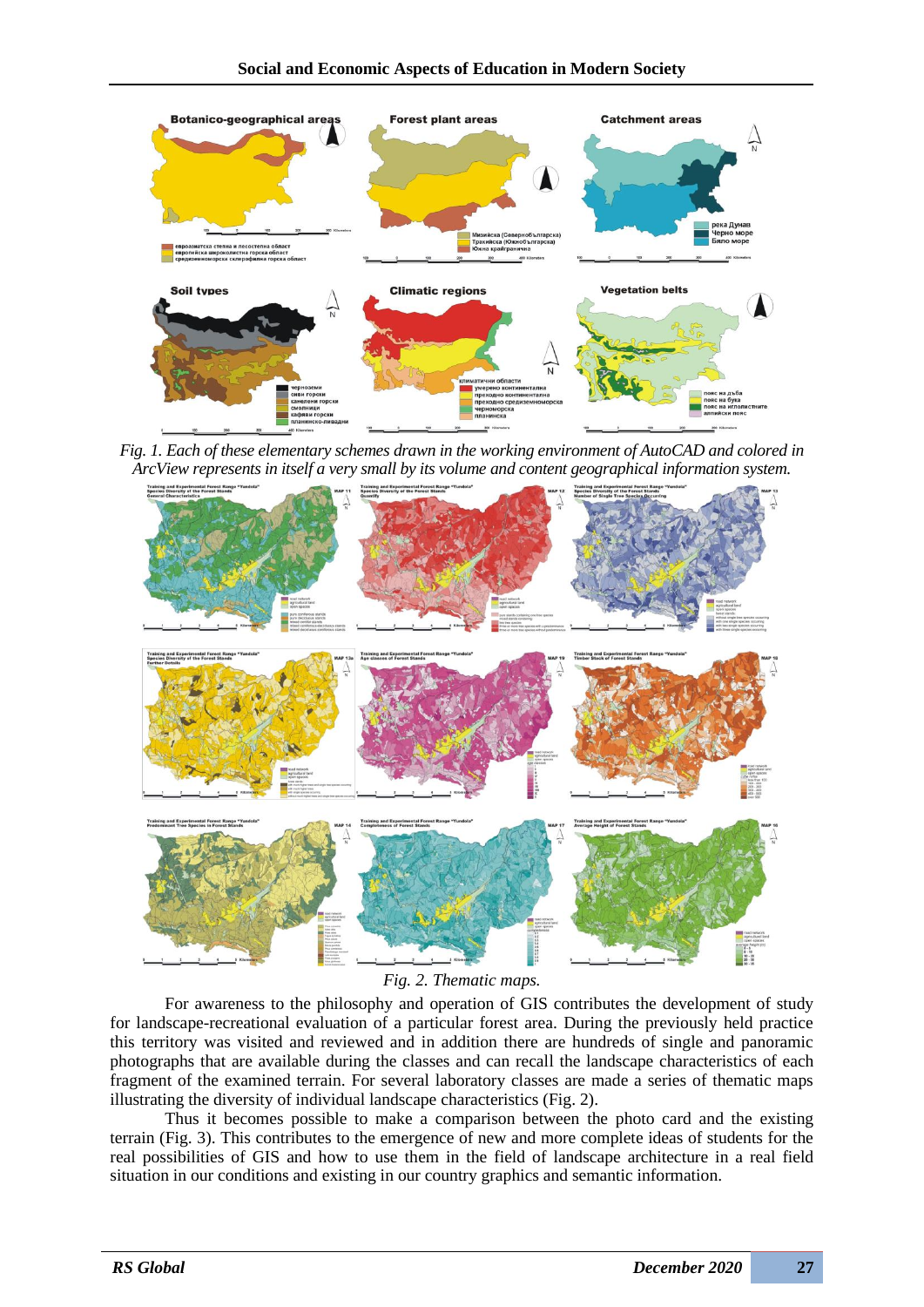*Fig. 1. Each of these elementary schemes drawn in the working environment of AutoCAD and colored in ArcView represents in itself a very small by its volume and content geographical information system.*

*Fig. 2. Thematic maps.*

For awareness to the philosophy and operation of GIS contributes the development of study for landscape-recreational evaluation of a particular forest area. During the previously held practice this territory was visited and reviewed and in addition there are hundreds of single and panoramic photographs that are available during the classes and can recall the landscape characteristics of each fragment of the examined terrain. For several laboratory classes are made a series of thematic maps illustrating the diversity of individual landscape characteristics (Fig. 2).

Thus it becomes possible to make a comparison between the photo card and the existing terrain (Fig. 3). This contributes to the emergence of new and more complete ideas of students for the real possibilities of GIS and how to use them in the field of landscape architecture in a real field situation in our conditions and existing in our country graphics and semantic information.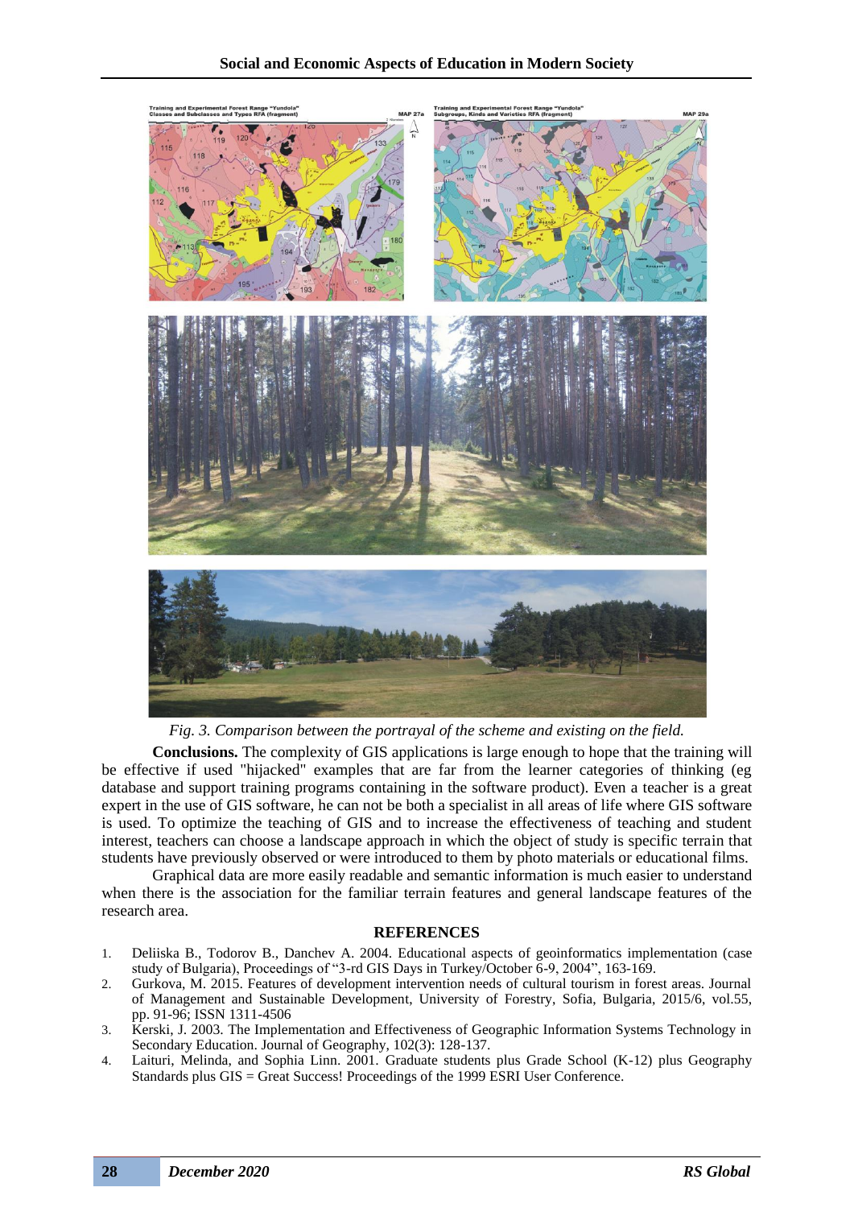*Fig. 3. Comparison between the portrayal of the scheme and existing on the field.*

**Conclusions.** The complexity of GIS applications is large enough to hope that the training will be effective if used "hijacked" examples that are far from the learner categories of thinking (eg database and support training programs containing in the software product). Even a teacher is a great expert in the use of GIS software, he can not be both a specialist in all areas of life where GIS software is used. To optimize the teaching of GIS and to increase the effectiveness of teaching and student interest, teachers can choose a landscape approach in which the object of study is specific terrain that students have previously observed or were introduced to them by photo materials or educational films.

Graphical data are more easily readable and semantic information is much easier to understand when there is the association for the familiar terrain features and general landscape features of the research area.

## REFERENCES

1. Deliiska B., Todorov B., Danchev A. 2004. Educational aspects of geoinformatics implementation (case study of Bulgaria), Proceedings of "3-rd GIS Days in Turkey/October 6-9, 2004", 163-169.
2. Gurkova, M. 2015. Features of development intervention needs of cultural tourism in forest areas. Journal of Management and Sustainable Development, University of Forestry, Sofia, Bulgaria, 2015/6, vol.55, pp. 91-96; ISSN 1311-4506
3. Kerski, J. 2003. The Implementation and Effectiveness of Geographic Information Systems Technology in Secondary Education. Journal of Geography, 102(3): 128-137.
4. Laituri, Melinda, and Sophia Linn. 2001. Graduate students plus Grade School (K-12) plus Geography Standards plus GIS = Great Success! Proceedings of the 1999 ESRI User Conference.